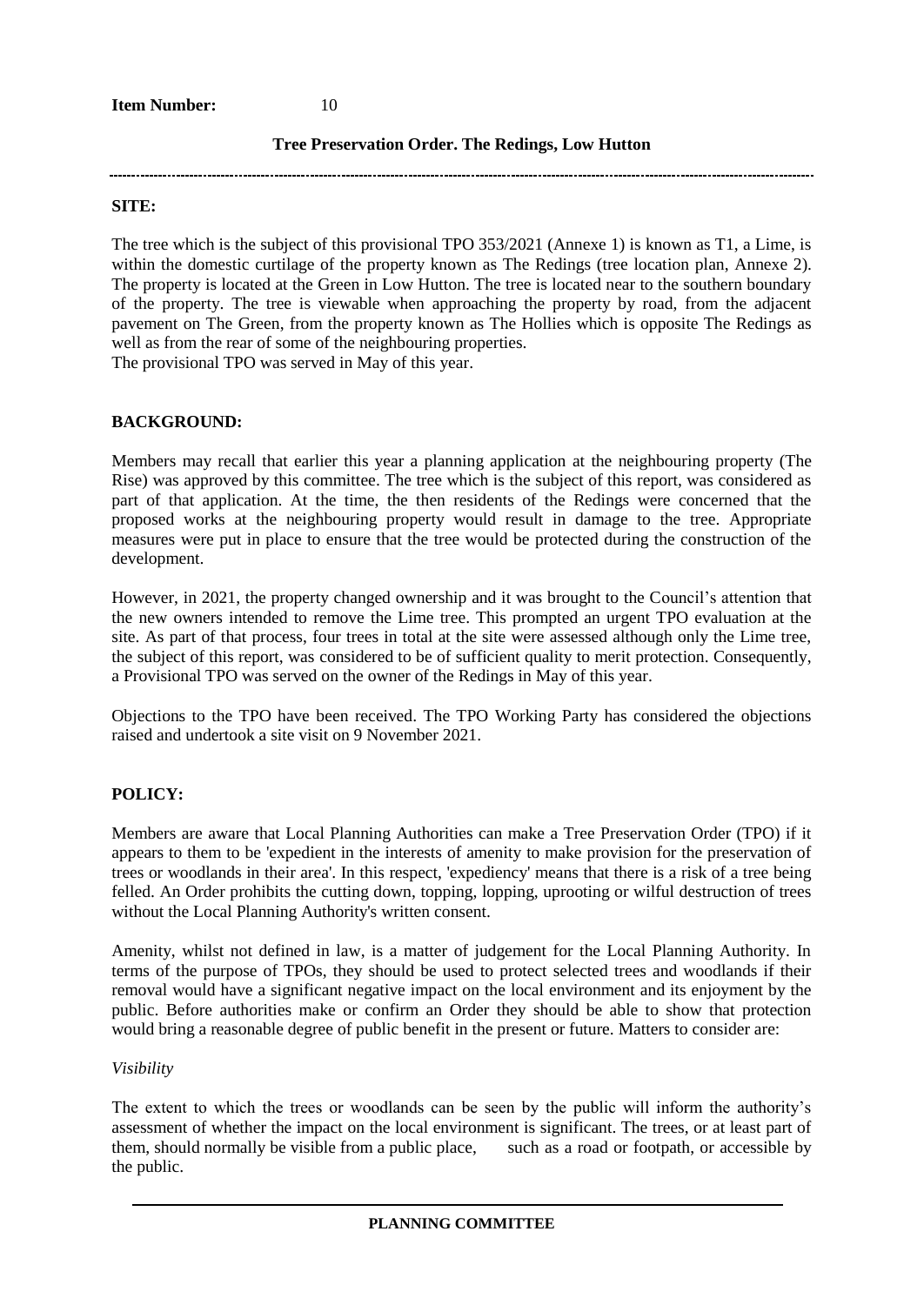**Item Number:** 10

**Tree Preservation Order. The Redings, Low Hutton**

---

**SITE:**

The tree which is the subject of this provisional TPO 353/2021 (Annexe 1) is known as T1, a Lime, is within the domestic curtilage of the property known as The Redings (tree location plan, Annexe 2). The property is located at the Green in Low Hutton. The tree is located near to the southern boundary of the property. The tree is viewable when approaching the property by road, from the adjacent pavement on The Green, from the property known as The Hollies which is opposite The Redings as well as from the rear of some of the neighbouring properties.
The provisional TPO was served in May of this year.

**BACKGROUND:**

Members may recall that earlier this year a planning application at the neighbouring property (The Rise) was approved by this committee. The tree which is the subject of this report, was considered as part of that application. At the time, the then residents of the Redings were concerned that the proposed works at the neighbouring property would result in damage to the tree. Appropriate measures were put in place to ensure that the tree would be protected during the construction of the development.

However, in 2021, the property changed ownership and it was brought to the Council's attention that the new owners intended to remove the Lime tree. This prompted an urgent TPO evaluation at the site. As part of that process, four trees in total at the site were assessed although only the Lime tree, the subject of this report, was considered to be of sufficient quality to merit protection. Consequently, a Provisional TPO was served on the owner of the Redings in May of this year.

Objections to the TPO have been received. The TPO Working Party has considered the objections raised and undertook a site visit on 9 November 2021.

**POLICY:**

Members are aware that Local Planning Authorities can make a Tree Preservation Order (TPO) if it appears to them to be 'expedient in the interests of amenity to make provision for the preservation of trees or woodlands in their area'. In this respect, 'expediency' means that there is a risk of a tree being felled. An Order prohibits the cutting down, topping, lopping, uprooting or wilful destruction of trees without the Local Planning Authority's written consent.

Amenity, whilst not defined in law, is a matter of judgement for the Local Planning Authority. In terms of the purpose of TPOs, they should be used to protect selected trees and woodlands if their removal would have a significant negative impact on the local environment and its enjoyment by the public. Before authorities make or confirm an Order they should be able to show that protection would bring a reasonable degree of public benefit in the present or future. Matters to consider are:

*Visibility*

The extent to which the trees or woodlands can be seen by the public will inform the authority's assessment of whether the impact on the local environment is significant. The trees, or at least part of them, should normally be visible from a public place, such as a road or footpath, or accessible by the public.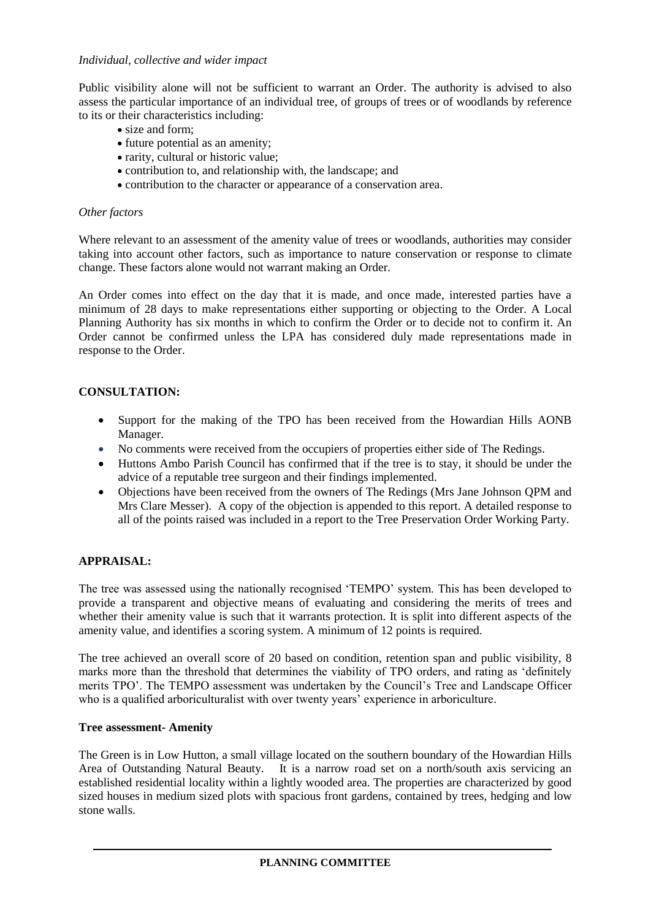*Individual, collective and wider impact*

Public visibility alone will not be sufficient to warrant an Order. The authority is advised to also assess the particular importance of an individual tree, of groups of trees or of woodlands by reference to its or their characteristics including:

- size and form;
- future potential as an amenity;
- rarity, cultural or historic value;
- contribution to, and relationship with, the landscape; and
- contribution to the character or appearance of a conservation area.

*Other factors*

Where relevant to an assessment of the amenity value of trees or woodlands, authorities may consider taking into account other factors, such as importance to nature conservation or response to climate change. These factors alone would not warrant making an Order.

An Order comes into effect on the day that it is made, and once made, interested parties have a minimum of 28 days to make representations either supporting or objecting to the Order. A Local Planning Authority has six months in which to confirm the Order or to decide not to confirm it. An Order cannot be confirmed unless the LPA has considered duly made representations made in response to the Order.

**CONSULTATION:**

- Support for the making of the TPO has been received from the Howardian Hills AONB Manager.
- No comments were received from the occupiers of properties either side of The Redings.
- Huttons Ambo Parish Council has confirmed that if the tree is to stay, it should be under the advice of a reputable tree surgeon and their findings implemented.
- Objections have been received from the owners of The Redings (Mrs Jane Johnson QPM and Mrs Clare Messer). A copy of the objection is appended to this report. A detailed response to all of the points raised was included in a report to the Tree Preservation Order Working Party.

**APPRAISAL:**

The tree was assessed using the nationally recognised 'TEMPO' system. This has been developed to provide a transparent and objective means of evaluating and considering the merits of trees and whether their amenity value is such that it warrants protection. It is split into different aspects of the amenity value, and identifies a scoring system. A minimum of 12 points is required.

The tree achieved an overall score of 20 based on condition, retention span and public visibility, 8 marks more than the threshold that determines the viability of TPO orders, and rating as 'definitely merits TPO'. The TEMPO assessment was undertaken by the Council's Tree and Landscape Officer who is a qualified arboriculturalist with over twenty years' experience in arboriculture.

**Tree assessment- Amenity**

The Green is in Low Hutton, a small village located on the southern boundary of the Howardian Hills Area of Outstanding Natural Beauty. It is a narrow road set on a north/south axis servicing an established residential locality within a lightly wooded area. The properties are characterized by good sized houses in medium sized plots with spacious front gardens, contained by trees, hedging and low stone walls.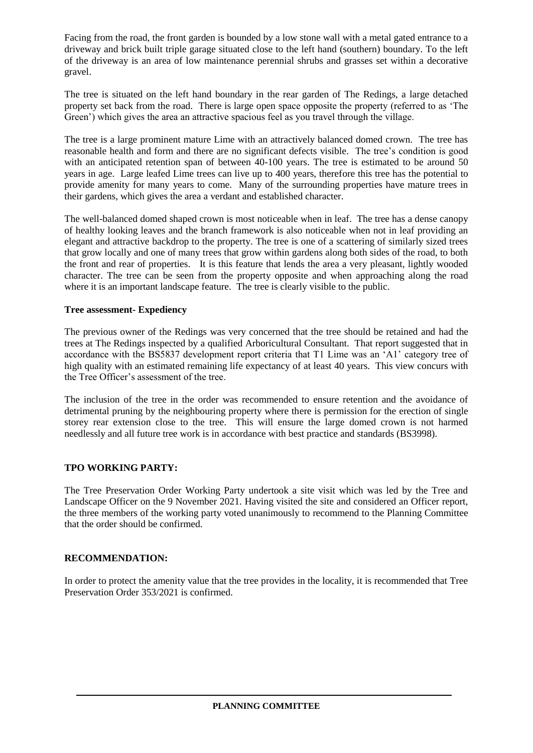Facing from the road, the front garden is bounded by a low stone wall with a metal gated entrance to a driveway and brick built triple garage situated close to the left hand (southern) boundary. To the left of the driveway is an area of low maintenance perennial shrubs and grasses set within a decorative gravel.

The tree is situated on the left hand boundary in the rear garden of The Redings, a large detached property set back from the road. There is large open space opposite the property (referred to as 'The Green') which gives the area an attractive spacious feel as you travel through the village.

The tree is a large prominent mature Lime with an attractively balanced domed crown. The tree has reasonable health and form and there are no significant defects visible. The tree's condition is good with an anticipated retention span of between 40-100 years. The tree is estimated to be around 50 years in age. Large leafed Lime trees can live up to 400 years, therefore this tree has the potential to provide amenity for many years to come. Many of the surrounding properties have mature trees in their gardens, which gives the area a verdant and established character.

The well-balanced domed shaped crown is most noticeable when in leaf. The tree has a dense canopy of healthy looking leaves and the branch framework is also noticeable when not in leaf providing an elegant and attractive backdrop to the property. The tree is one of a scattering of similarly sized trees that grow locally and one of many trees that grow within gardens along both sides of the road, to both the front and rear of properties. It is this feature that lends the area a very pleasant, lightly wooded character. The tree can be seen from the property opposite and when approaching along the road where it is an important landscape feature. The tree is clearly visible to the public.

**Tree assessment- Expediency**

The previous owner of the Redings was very concerned that the tree should be retained and had the trees at The Redings inspected by a qualified Arboricultural Consultant. That report suggested that in accordance with the BS5837 development report criteria that T1 Lime was an 'A1' category tree of high quality with an estimated remaining life expectancy of at least 40 years. This view concurs with the Tree Officer's assessment of the tree.

The inclusion of the tree in the order was recommended to ensure retention and the avoidance of detrimental pruning by the neighbouring property where there is permission for the erection of single storey rear extension close to the tree. This will ensure the large domed crown is not harmed needlessly and all future tree work is in accordance with best practice and standards (BS3998).

**TPO WORKING PARTY:**

The Tree Preservation Order Working Party undertook a site visit which was led by the Tree and Landscape Officer on the 9 November 2021. Having visited the site and considered an Officer report, the three members of the working party voted unanimously to recommend to the Planning Committee that the order should be confirmed.

**RECOMMENDATION:**

In order to protect the amenity value that the tree provides in the locality, it is recommended that Tree Preservation Order 353/2021 is confirmed.